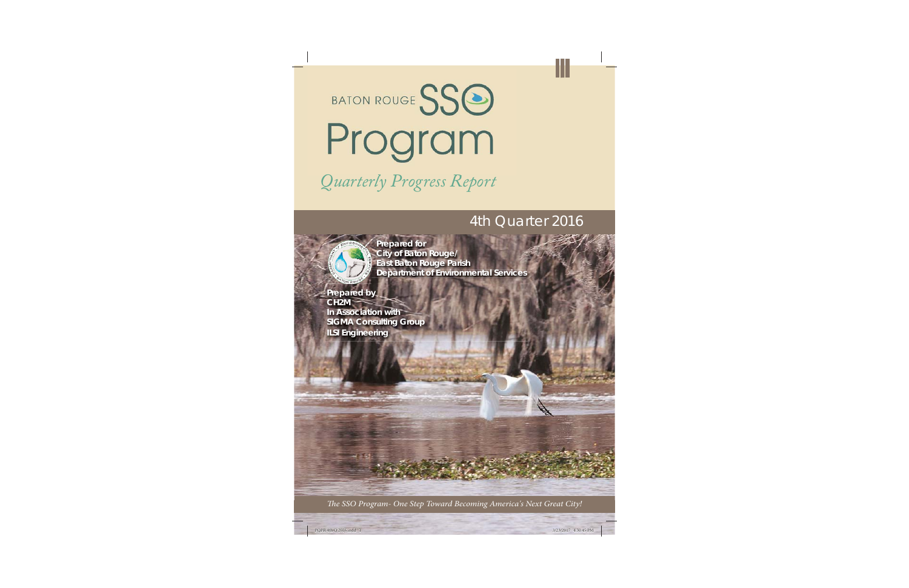# BATON ROUGE SSO Program

*Quarterly Progress Report*

## 4th Quarter 2016

**Prepared for**
**City of Baton Rouge/**
**East Baton Rouge Parish**
**Department of Environmental Services**

**Prepared by**
**CH2M**
**In Association with**
**SIGMA Consulting Group**
**ILSI Engineering**

*The SSO Program- One Step Toward Becoming America's Next Great City!*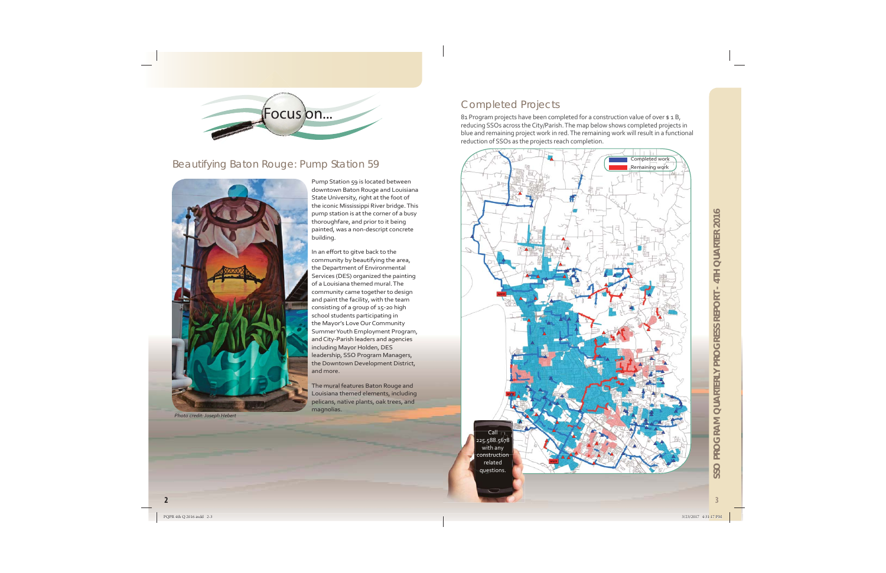# Focus on...

## Beautifying Baton Rouge: Pump Station 59

*Photo credit: Joseph Hebert*

Pump Station 59 is located between downtown Baton Rouge and Louisiana State University, right at the foot of the iconic Mississippi River bridge. This pump station is at the corner of a busy thoroughfare, and prior to it being painted, was a non-descript concrete building.

In an effort to gitve back to the community by beautifying the area, the Department of Environmental Services (DES) organized the painting of a Louisiana themed mural. The community came together to design and paint the facility, with the team consisting of a group of 15-20 high school students participating in the Mayor's Love Our Community Summer Youth Employment Program, and City-Parish leaders and agencies including Mayor Holden, DES leadership, SSO Program Managers, the Downtown Development District, and more.

The mural features Baton Rouge and Louisiana themed elements, including pelicans, native plants, oak trees, and magnolias.

## Completed Projects

81 Program projects have been completed for a construction value of over $ 1 B, reducing SSOs across the City/Parish. The map below shows completed projects in blue and remaining project work in red. The remaining work will result in a functional reduction of SSOs as the projects reach completion.

Completed work
Remaining work

Call 225.588.5678 with any construction related questions.

SSO PROGRAM QUARTERLY PROGRESS REPORT - 4TH QUARTER 2016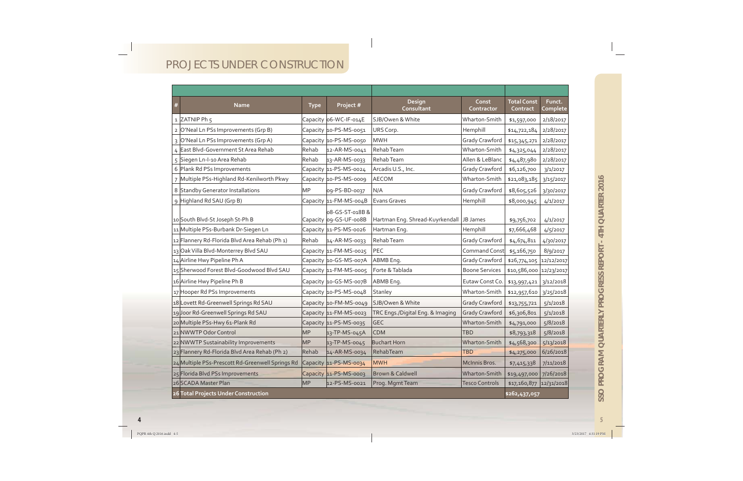# PROJECTS UNDER CONSTRUCTION

| # | Name | Type | Project # | Design Consultant | Const Contractor | Total Const Contract | Funct. Complete |
|---|---|---|---|---|---|---|---|
| 1 | ZATNIP Ph 5 | Capacity | 06-WC-IF-014E | SJB/Owen & White | Wharton-Smith | $1,597,000 | 2/18/2017 |
| 2 | O'Neal Ln PSs Improvements (Grp B) | Capacity | 10-PS-MS-0051 | URS Corp. | Hemphill | $14,722,184 | 2/28/2017 |
| 3 | O'Neal Ln PSs Improvements (Grp A) | Capacity | 10-PS-MS-0050 | MWH | Grady Crawford | $15,345,271 | 2/28/2017 |
| 4 | East Blvd-Government St Area Rehab | Rehab | 12-AR-MS-0041 | Rehab Team | Wharton-Smith | $4,325,044 | 2/28/2017 |
| 5 | Siegen Ln-I-10 Area Rehab | Rehab | 13-AR-MS-0033 | Rehab Team | Allen & LeBlanc | $4,487,980 | 2/28/2017 |
| 6 | Plank Rd PSs Improvements | Capacity | 11-PS-MS-0024 | Arcadis U.S., Inc. | Grady Crawford | $6,126,700 | 3/1/2017 |
| 7 | Multiple PSs-Highland Rd-Kenilworth Pkwy | Capacity | 10-PS-MS-0009 | AECOM | Wharton-Smith | $21,083,185 | 3/15/2017 |
| 8 | Standby Generator Installations | MP | 09-PS-BD-0037 | N/A | Grady Crawford | $8,605,526 | 3/30/2017 |
| 9 | Highland Rd SAU (Grp B) | Capacity | 11-FM-MS-004B | Evans Graves | Hemphill | $8,000,945 | 4/1/2017 |
| 10 | South Blvd-St Joseph St-Ph B | Capacity | 08-GS-ST-018B & 09-GS-UF-008B | Hartman Eng. Shread-Kuyrkendall | JB James | $9,756,702 | 4/1/2017 |
| 11 | Multiple PSs-Burbank Dr-Siegen Ln | Capacity | 11-PS-MS-0026 | Hartman Eng. | Hemphill | $7,666,468 | 4/5/2017 |
| 12 | Flannery Rd-Florida Blvd Area Rehab (Ph 1) | Rehab | 14-AR-MS-0033 | Rehab Team | Grady Crawford | $4,674,811 | 4/30/2017 |
| 13 | Oak Villa Blvd-Monterrey Blvd SAU | Capacity | 11-FM-MS-0025 | PEC | Command Const | $5,166,750 | 8/9/2017 |
| 14 | Airline Hwy Pipeline Ph A | Capacity | 10-GS-MS-007A | ABMB Eng. | Grady Crawford | $26,774,105 | 12/12/2017 |
| 15 | Sherwood Forest Blvd-Goodwood Blvd SAU | Capacity | 11-FM-MS-0005 | Forte & Tablada | Boone Services | $10,586,000 | 12/23/2017 |
| 16 | Airline Hwy Pipeline Ph B | Capacity | 10-GS-MS-007B | ABMB Eng. | Eutaw Const Co. | $13,997,421 | 3/12/2018 |
| 17 | Hooper Rd PSs Improvements | Capacity | 10-PS-MS-0048 | Stanley | Wharton-Smith | $12,957,610 | 3/25/2018 |
| 18 | Lovett Rd-Greenwell Springs Rd SAU | Capacity | 10-FM-MS-0049 | SJB/Owen & White | Grady Crawford | $13,755,721 | 5/1/2018 |
| 19 | Joor Rd-Greenwell Springs Rd SAU | Capacity | 11-FM-MS-0023 | TRC Engs./Digital Eng. & Imaging | Grady Crawford | $6,306,801 | 5/1/2018 |
| 20 | Multiple PSs-Hwy 61-Plank Rd | Capacity | 11-PS-MS-0035 | GEC | Wharton-Smith | $4,791,000 | 5/8/2018 |
| 21 | NWWTP Odor Control | MP | 13-TP-MS-045A | CDM | TBD | $8,793,318 | 5/8/2018 |
| 22 | NWWTP Sustainability Improvements | MP | 13-TP-MS-0045 | Buchart Horn | Wharton-Smith | $4,568,300 | 5/13/2018 |
| 23 | Flannery Rd-Florida Blvd Area Rehab (Ph 2) | Rehab | 14-AR-MS-0034 | RehabTeam | TBD | $4,275,000 | 6/26/2018 |
| 24 | Multiple PSs-Prescott Rd-Greenwell Springs Rd | Capacity | 11-PS-MS-0034 | MWH | McInnis Bros. | $7,415,338 | 7/11/2018 |
| 25 | Florida Blvd PSs Improvements | Capacity | 11-PS-MS-0003 | Brown & Caldwell | Wharton-Smith | $19,497,000 | 7/26/2018 |
| 26 | SCADA Master Plan | MP | 12-PS-MS-0021 | Prog. Mgmt Team | Tesco Controls | $17,160,877 | 12/31/2018 |
| **26** | **Total Projects Under Construction** | | | | | **$262,437,057** | |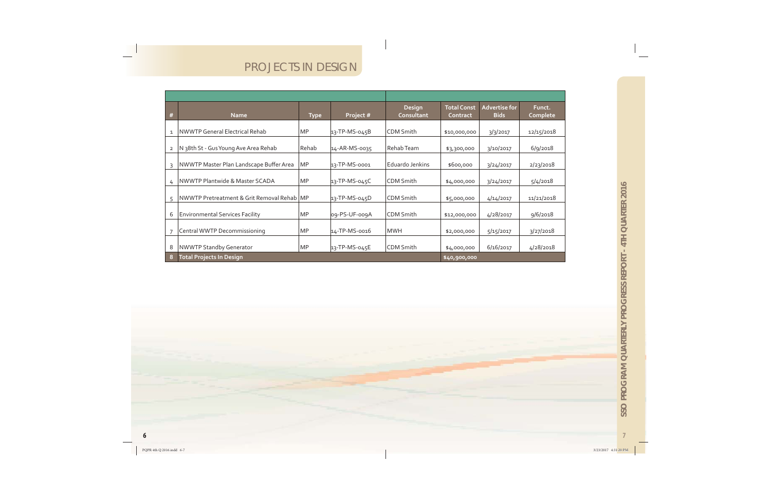# PROJECTS IN DESIGN

| # | Name | Type | Project # | Design Consultant | Total Const Contract | Advertise for Bids | Funct. Complete |
|---|---|---|---|---|---|---|---|
| 1 | NWWTP General Electrical Rehab | MP | 13-TP-MS-045B | CDM Smith | $10,000,000 | 3/3/2017 | 12/15/2018 |
| 2 | N 38th St - Gus Young Ave Area Rehab | Rehab | 14-AR-MS-0035 | Rehab Team | $3,300,000 | 3/10/2017 | 6/9/2018 |
| 3 | NWWTP Master Plan Landscape Buffer Area | MP | 13-TP-MS-0001 | Eduardo Jenkins | $600,000 | 3/24/2017 | 2/23/2018 |
| 4 | NWWTP Plantwide & Master SCADA | MP | 13-TP-MS-045C | CDM Smith | $4,000,000 | 3/24/2017 | 5/4/2018 |
| 5 | NWWTP Pretreatment & Grit Removal Rehab | MP | 13-TP-MS-045D | CDM Smith | $5,000,000 | 4/14/2017 | 11/21/2018 |
| 6 | Environmental Services Facility | MP | 09-PS-UF-009A | CDM Smith | $12,000,000 | 4/28/2017 | 9/6/2018 |
| 7 | Central WWTP Decommissioning | MP | 14-TP-MS-0016 | MWH | $2,000,000 | 5/15/2017 | 3/27/2018 |
| 8 | NWWTP Standby Generator | MP | 13-TP-MS-045E | CDM Smith | $4,000,000 | 6/16/2017 | 4/28/2018 |
| 8 | Total Projects In Design | | | | $40,900,000 | | |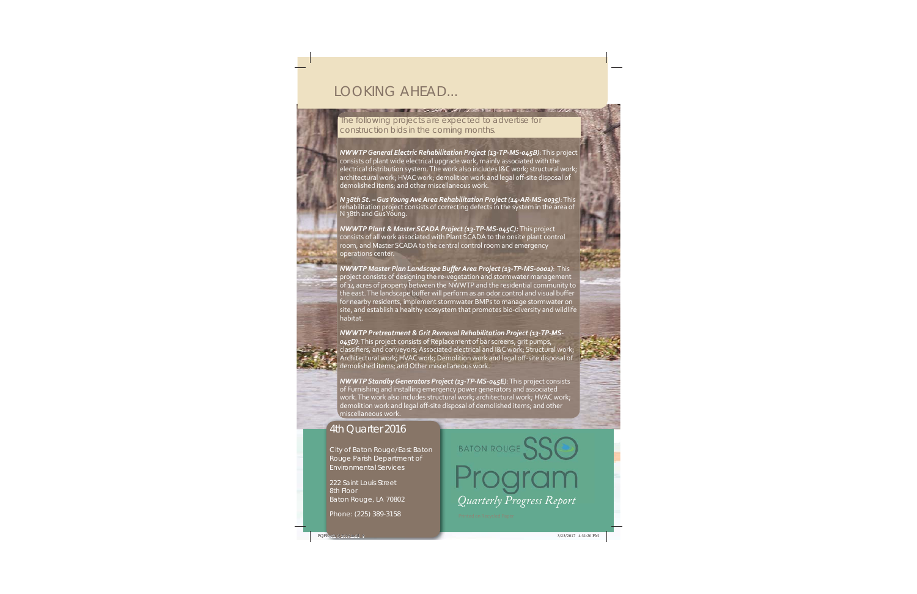# LOOKING AHEAD...

The following projects are expected to advertise for construction bids in the coming months.

***NWWTP General Electric Rehabilitation Project (13-TP-MS-045B):*** This project consists of plant wide electrical upgrade work, mainly associated with the electrical distribution system. The work also includes I&C work; structural work; architectural work; HVAC work; demolition work and legal off-site disposal of demolished items; and other miscellaneous work.

***N 38th St. – Gus Young Ave Area Rehabilitation Project (14-AR-MS-0035):*** This rehabilitation project consists of correcting defects in the system in the area of N 38th and Gus Young.

***NWWTP Plant & Master SCADA Project (13-TP-MS-045C):*** This project consists of all work associated with Plant SCADA to the onsite plant control room, and Master SCADA to the central control room and emergency operations center.

***NWWTP Master Plan Landscape Buffer Area Project (13-TP-MS-0001):*** This project consists of designing the re-vegetation and stormwater management of 14 acres of property between the NWWTP and the residential community to the east. The landscape buffer will perform as an odor control and visual buffer for nearby residents, implement stormwater BMPs to manage stormwater on site, and establish a healthy ecosystem that promotes bio-diversity and wildlife habitat.

***NWWTP Pretreatment & Grit Removal Rehabilitation Project (13-TP-MS-045D):*** This project consists of Replacement of bar screens, grit pumps, classifiers, and conveyors; Associated electrical and I&C work; Structural work; Architectural work; HVAC work; Demolition work and legal off-site disposal of demolished items; and Other miscellaneous work.

***NWWTP Standby Generators Project (13-TP-MS-045E):*** This project consists of Furnishing and installing emergency power generators and associated work. The work also includes structural work; architectural work; HVAC work; demolition work and legal off-site disposal of demolished items; and other miscellaneous work.

## 4th Quarter 2016

City of Baton Rouge/East Baton Rouge Parish Department of Environmental Services

222 Saint Louis Street
8th Floor
Baton Rouge, LA 70802

Phone: (225) 389-3158

BATON ROUGE SSO Program

*Quarterly Progress Report*